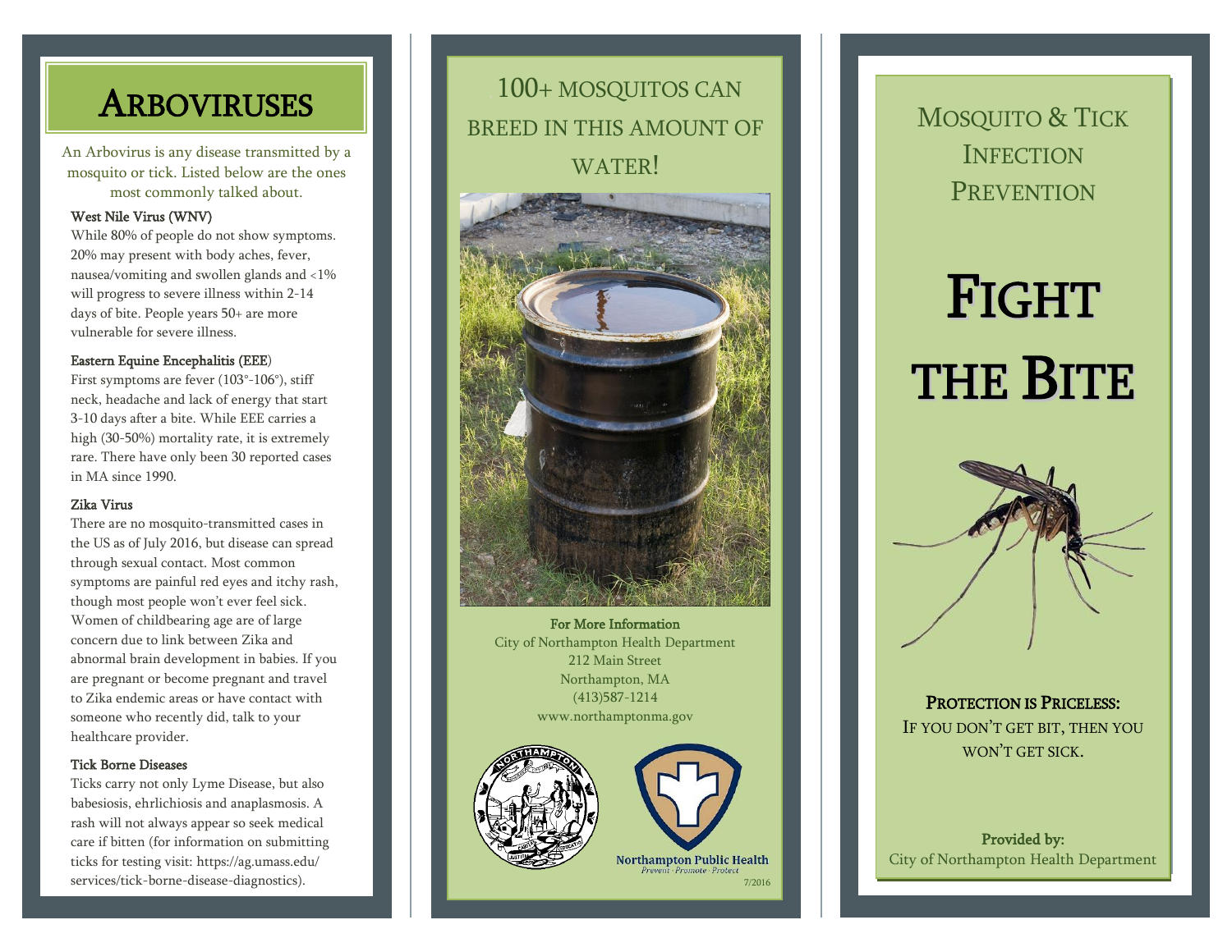# Arboviruses

An Arbovirus is any disease transmitted by a mosquito or tick. Listed below are the ones most commonly talked about.

**West Nile Virus (WNV)**

While 80% of people do not show symptoms. 20% may present with body aches, fever, nausea/vomiting and swollen glands and <1% will progress to severe illness within 2-14 days of bite. People years 50+ are more vulnerable for severe illness.

**Eastern Equine Encephalitis (EEE)**

First symptoms are fever (103°-106°), stiff neck, headache and lack of energy that start 3-10 days after a bite. While EEE carries a high (30-50%) mortality rate, it is extremely rare. There have only been 30 reported cases in MA since 1990.

**Zika Virus**

There are no mosquito-transmitted cases in the US as of July 2016, but disease can spread through sexual contact. Most common symptoms are painful red eyes and itchy rash, though most people won't ever feel sick. Women of childbearing age are of large concern due to link between Zika and abnormal brain development in babies. If you are pregnant or become pregnant and travel to Zika endemic areas or have contact with someone who recently did, talk to your healthcare provider.

**Tick Borne Diseases**

Ticks carry not only Lyme Disease, but also babesiosis, ehrlichiosis and anaplasmosis. A rash will not always appear so seek medical care if bitten (for information on submitting ticks for testing visit: https://ag.umass.edu/services/tick-borne-disease-diagnostics).

## 100+ mosquitos can breed in this amount of water!

**For More Information**

City of Northampton Health Department
212 Main Street
Northampton, MA
(413)587-1214
www.northamptonma.gov

Northampton Public Health
Prevent · Promote · Protect

7/2016

## Mosquito & Tick Infection Prevention

# Fight the Bite

**Protection is Priceless:**
If you don't get bit, then you won't get sick.

**Provided by:**
City of Northampton Health Department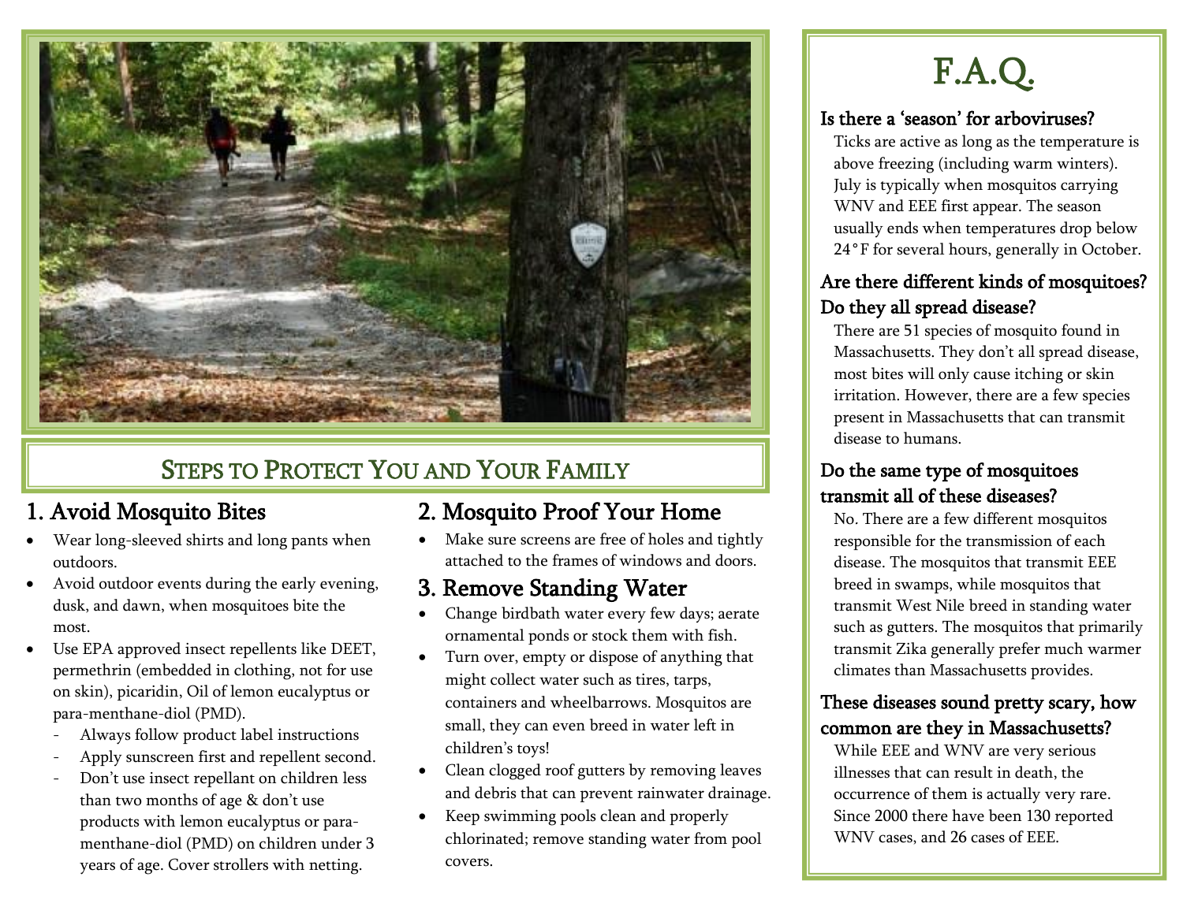## Steps to Protect You and Your Family

### 1. Avoid Mosquito Bites

- Wear long-sleeved shirts and long pants when outdoors.
- Avoid outdoor events during the early evening, dusk, and dawn, when mosquitoes bite the most.
- Use EPA approved insect repellents like DEET, permethrin (embedded in clothing, not for use on skin), picaridin, Oil of lemon eucalyptus or para-menthane-diol (PMD).
  - Always follow product label instructions
  - Apply sunscreen first and repellent second.
  - Don't use insect repellant on children less than two months of age & don't use products with lemon eucalyptus or para-menthane-diol (PMD) on children under 3 years of age. Cover strollers with netting.

### 2. Mosquito Proof Your Home

- Make sure screens are free of holes and tightly attached to the frames of windows and doors.

### 3. Remove Standing Water

- Change birdbath water every few days; aerate ornamental ponds or stock them with fish.
- Turn over, empty or dispose of anything that might collect water such as tires, tarps, containers and wheelbarrows. Mosquitos are small, they can even breed in water left in children's toys!
- Clean clogged roof gutters by removing leaves and debris that can prevent rainwater drainage.
- Keep swimming pools clean and properly chlorinated; remove standing water from pool covers.

# F.A.Q.

**Is there a 'season' for arboviruses?**

Ticks are active as long as the temperature is above freezing (including warm winters). July is typically when mosquitos carrying WNV and EEE first appear. The season usually ends when temperatures drop below 24°F for several hours, generally in October.

**Are there different kinds of mosquitoes? Do they all spread disease?**

There are 51 species of mosquito found in Massachusetts. They don't all spread disease, most bites will only cause itching or skin irritation. However, there are a few species present in Massachusetts that can transmit disease to humans.

**Do the same type of mosquitoes transmit all of these diseases?**

No. There are a few different mosquitos responsible for the transmission of each disease. The mosquitos that transmit EEE breed in swamps, while mosquitos that transmit West Nile breed in standing water such as gutters. The mosquitos that primarily transmit Zika generally prefer much warmer climates than Massachusetts provides.

**These diseases sound pretty scary, how common are they in Massachusetts?**

While EEE and WNV are very serious illnesses that can result in death, the occurrence of them is actually very rare. Since 2000 there have been 130 reported WNV cases, and 26 cases of EEE.